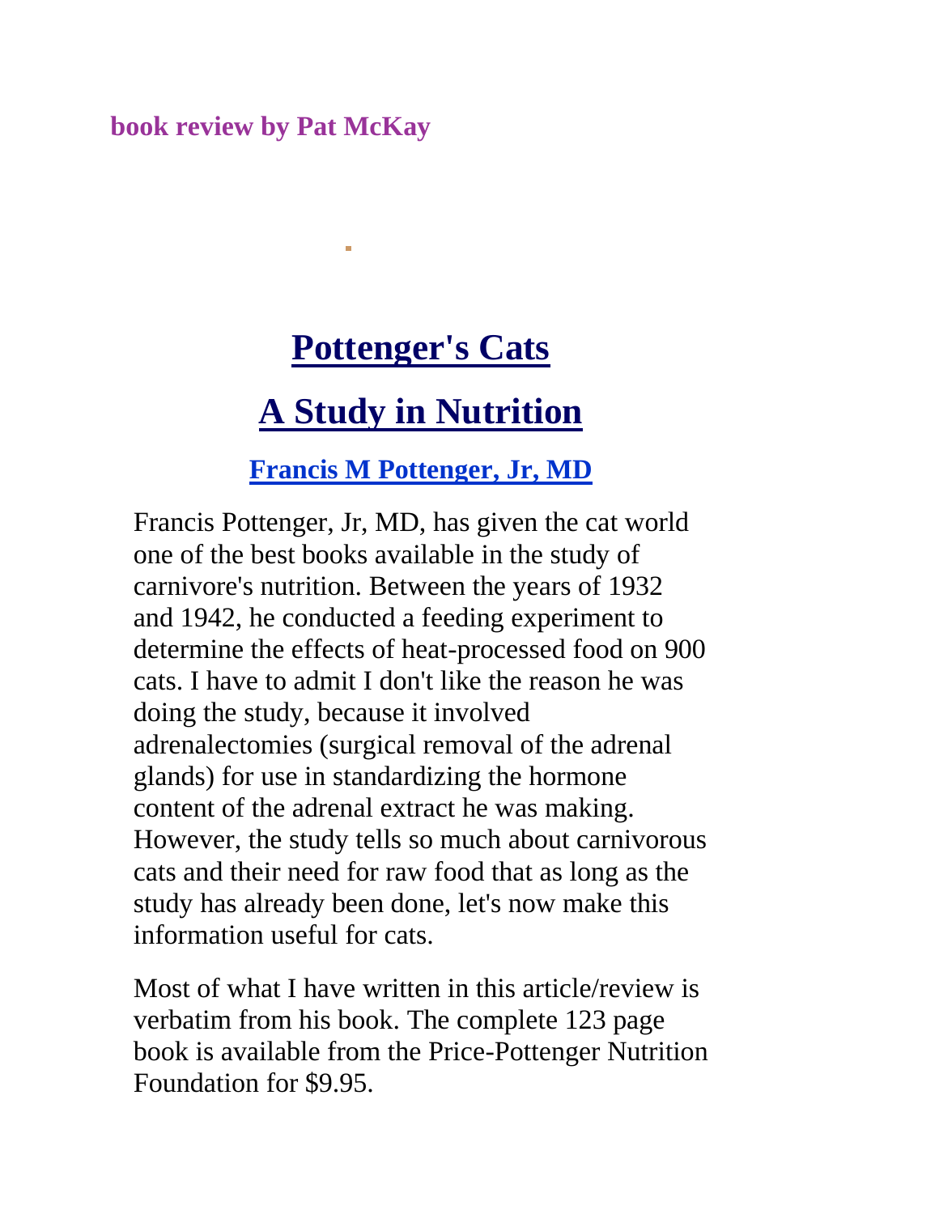**book review by Pat McKay**

# Pottenger's Cats

# A Study in Nutrition

### Francis M Pottenger, Jr, MD

Francis Pottenger, Jr, MD, has given the cat world one of the best books available in the study of carnivore's nutrition. Between the years of 1932 and 1942, he conducted a feeding experiment to determine the effects of heat-processed food on 900 cats. I have to admit I don't like the reason he was doing the study, because it involved adrenalectomies (surgical removal of the adrenal glands) for use in standardizing the hormone content of the adrenal extract he was making. However, the study tells so much about carnivorous cats and their need for raw food that as long as the study has already been done, let's now make this information useful for cats.

Most of what I have written in this article/review is verbatim from his book. The complete 123 page book is available from the Price-Pottenger Nutrition Foundation for $9.95.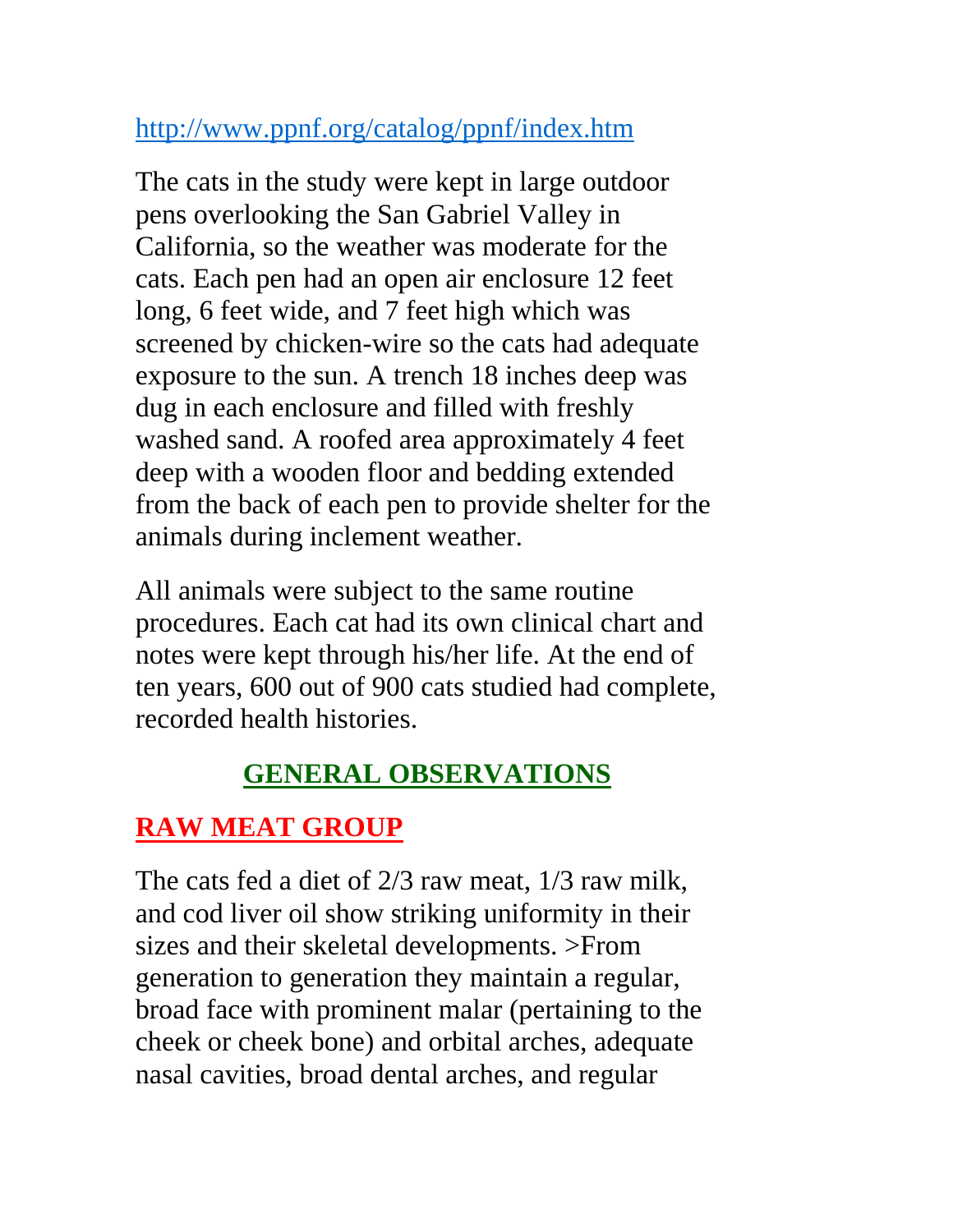http://www.ppnf.org/catalog/ppnf/index.htm

The cats in the study were kept in large outdoor pens overlooking the San Gabriel Valley in California, so the weather was moderate for the cats. Each pen had an open air enclosure 12 feet long, 6 feet wide, and 7 feet high which was screened by chicken-wire so the cats had adequate exposure to the sun. A trench 18 inches deep was dug in each enclosure and filled with freshly washed sand. A roofed area approximately 4 feet deep with a wooden floor and bedding extended from the back of each pen to provide shelter for the animals during inclement weather.

All animals were subject to the same routine procedures. Each cat had its own clinical chart and notes were kept through his/her life. At the end of ten years, 600 out of 900 cats studied had complete, recorded health histories.

## GENERAL OBSERVATIONS

### RAW MEAT GROUP

The cats fed a diet of 2/3 raw meat, 1/3 raw milk, and cod liver oil show striking uniformity in their sizes and their skeletal developments. >From generation to generation they maintain a regular, broad face with prominent malar (pertaining to the cheek or cheek bone) and orbital arches, adequate nasal cavities, broad dental arches, and regular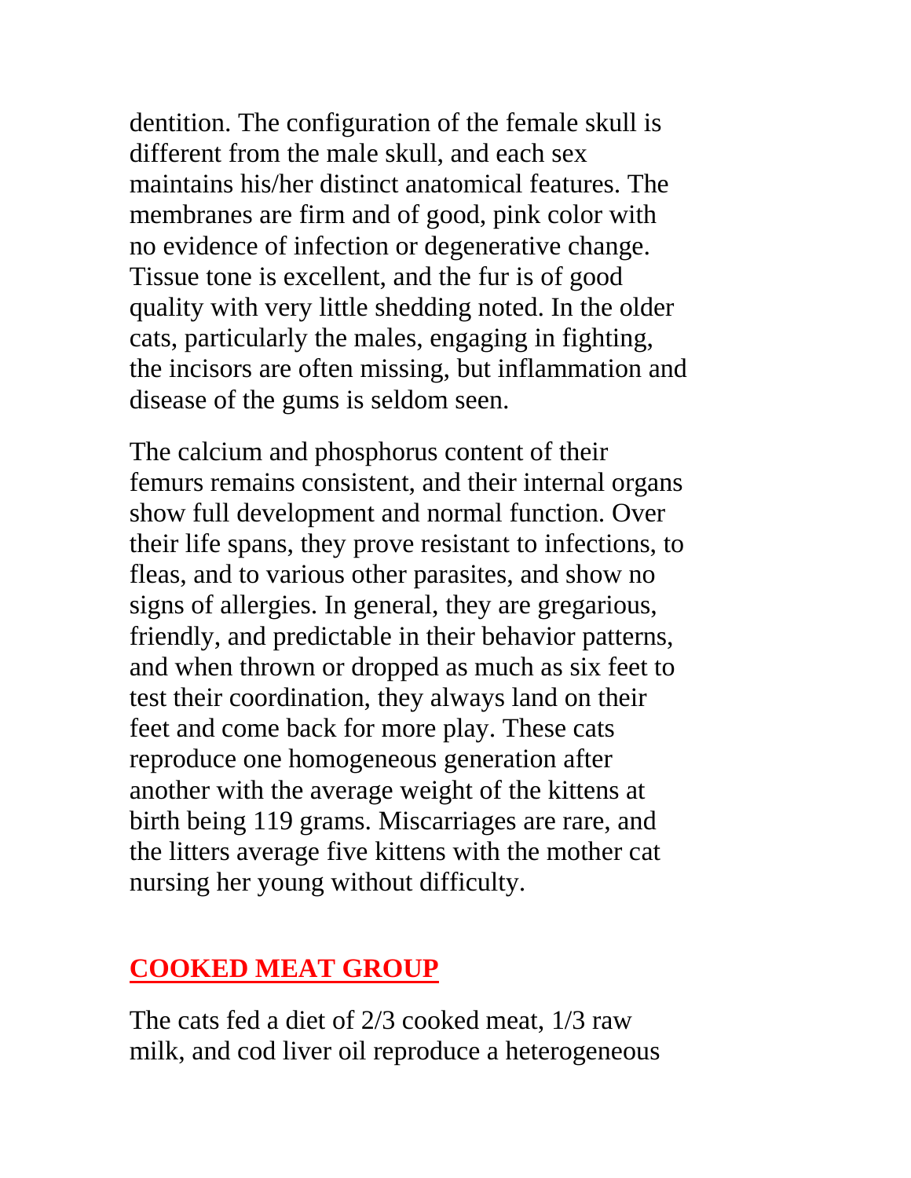dentition. The configuration of the female skull is different from the male skull, and each sex maintains his/her distinct anatomical features. The membranes are firm and of good, pink color with no evidence of infection or degenerative change. Tissue tone is excellent, and the fur is of good quality with very little shedding noted. In the older cats, particularly the males, engaging in fighting, the incisors are often missing, but inflammation and disease of the gums is seldom seen.

The calcium and phosphorus content of their femurs remains consistent, and their internal organs show full development and normal function. Over their life spans, they prove resistant to infections, to fleas, and to various other parasites, and show no signs of allergies. In general, they are gregarious, friendly, and predictable in their behavior patterns, and when thrown or dropped as much as six feet to test their coordination, they always land on their feet and come back for more play. These cats reproduce one homogeneous generation after another with the average weight of the kittens at birth being 119 grams. Miscarriages are rare, and the litters average five kittens with the mother cat nursing her young without difficulty.

## COOKED MEAT GROUP

The cats fed a diet of 2/3 cooked meat, 1/3 raw milk, and cod liver oil reproduce a heterogeneous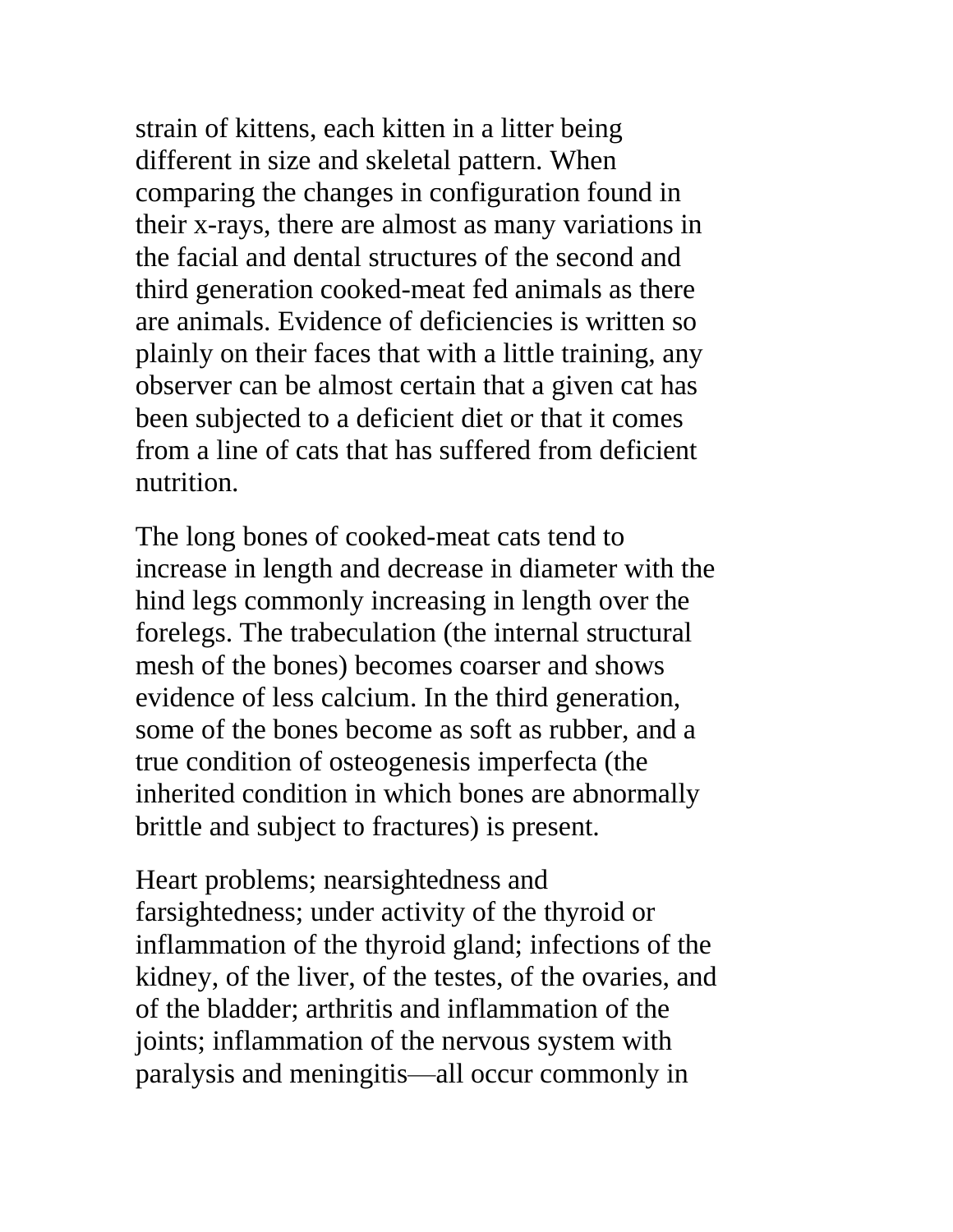strain of kittens, each kitten in a litter being different in size and skeletal pattern. When comparing the changes in configuration found in their x-rays, there are almost as many variations in the facial and dental structures of the second and third generation cooked-meat fed animals as there are animals. Evidence of deficiencies is written so plainly on their faces that with a little training, any observer can be almost certain that a given cat has been subjected to a deficient diet or that it comes from a line of cats that has suffered from deficient nutrition.

The long bones of cooked-meat cats tend to increase in length and decrease in diameter with the hind legs commonly increasing in length over the forelegs. The trabeculation (the internal structural mesh of the bones) becomes coarser and shows evidence of less calcium. In the third generation, some of the bones become as soft as rubber, and a true condition of osteogenesis imperfecta (the inherited condition in which bones are abnormally brittle and subject to fractures) is present.

Heart problems; nearsightedness and farsightedness; under activity of the thyroid or inflammation of the thyroid gland; infections of the kidney, of the liver, of the testes, of the ovaries, and of the bladder; arthritis and inflammation of the joints; inflammation of the nervous system with paralysis and meningitis—all occur commonly in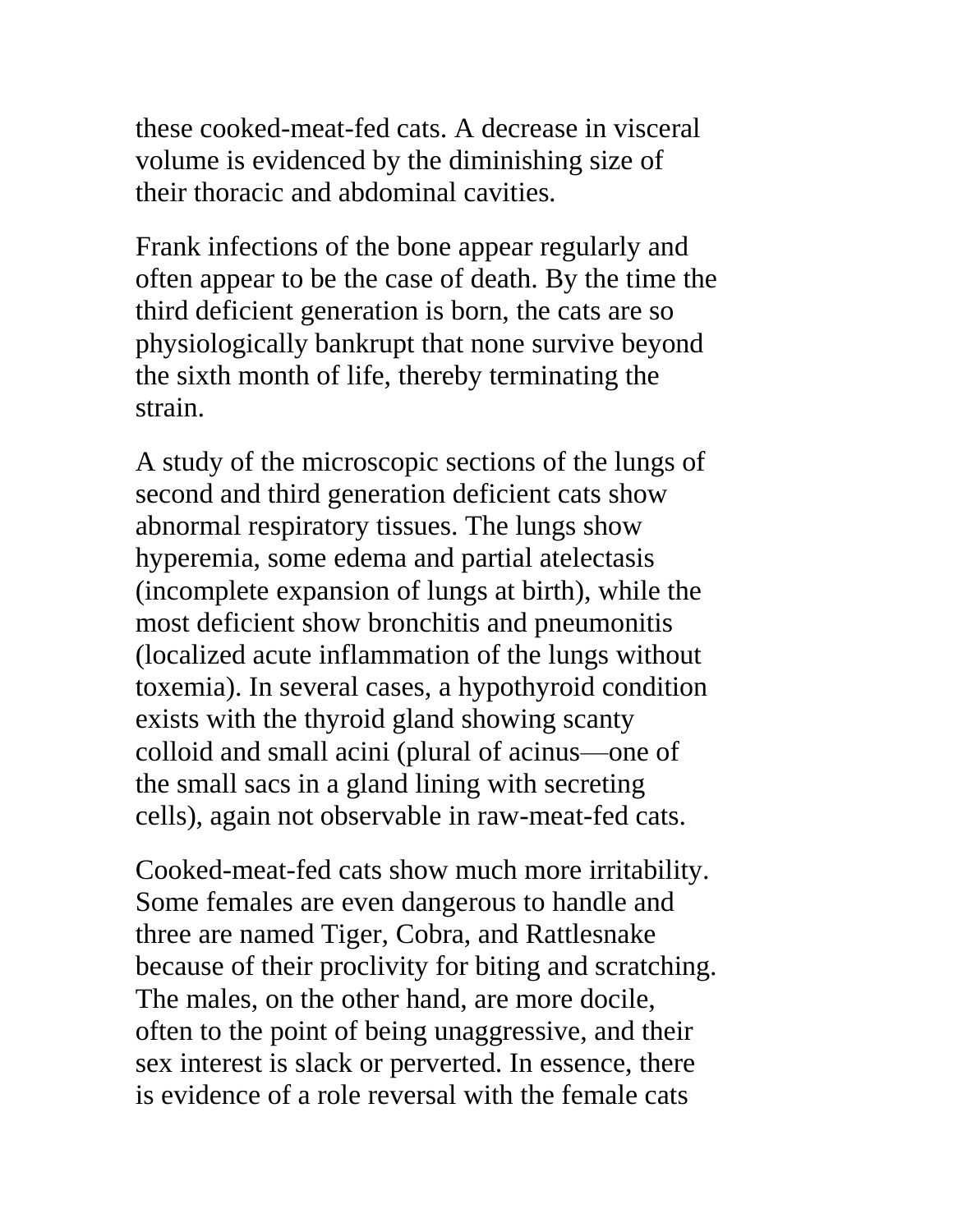these cooked-meat-fed cats. A decrease in visceral volume is evidenced by the diminishing size of their thoracic and abdominal cavities.

Frank infections of the bone appear regularly and often appear to be the case of death. By the time the third deficient generation is born, the cats are so physiologically bankrupt that none survive beyond the sixth month of life, thereby terminating the strain.

A study of the microscopic sections of the lungs of second and third generation deficient cats show abnormal respiratory tissues. The lungs show hyperemia, some edema and partial atelectasis (incomplete expansion of lungs at birth), while the most deficient show bronchitis and pneumonitis (localized acute inflammation of the lungs without toxemia). In several cases, a hypothyroid condition exists with the thyroid gland showing scanty colloid and small acini (plural of acinus—one of the small sacs in a gland lining with secreting cells), again not observable in raw-meat-fed cats.

Cooked-meat-fed cats show much more irritability. Some females are even dangerous to handle and three are named Tiger, Cobra, and Rattlesnake because of their proclivity for biting and scratching. The males, on the other hand, are more docile, often to the point of being unaggressive, and their sex interest is slack or perverted. In essence, there is evidence of a role reversal with the female cats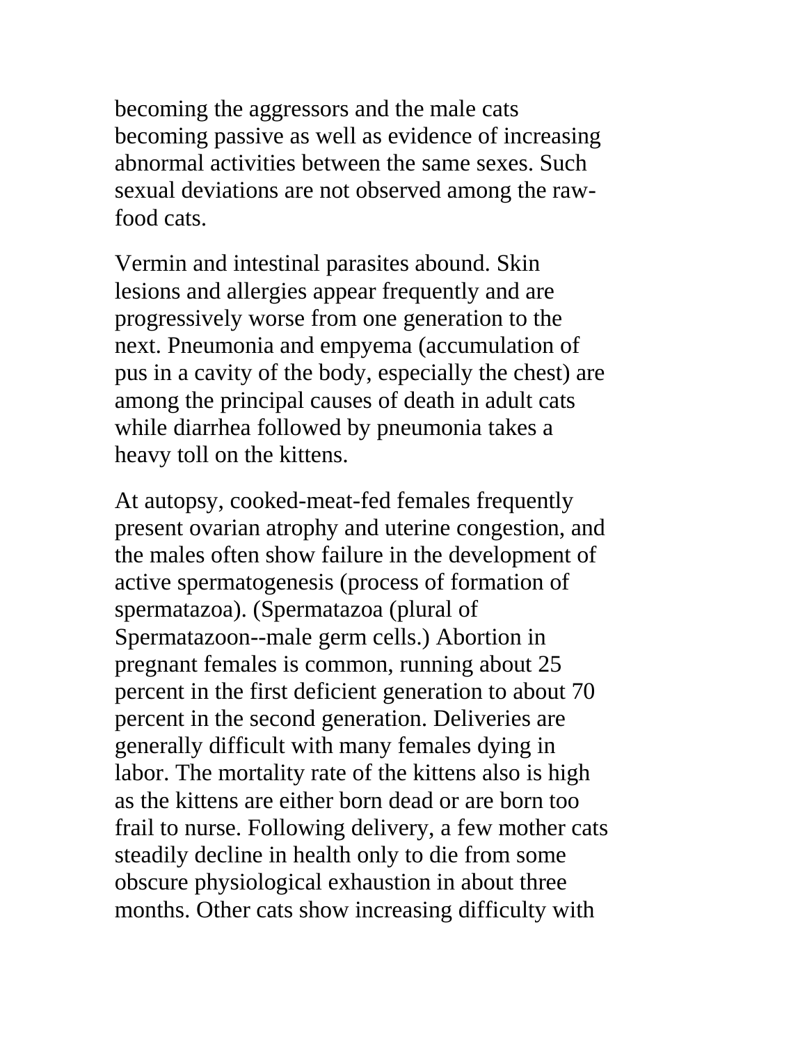becoming the aggressors and the male cats becoming passive as well as evidence of increasing abnormal activities between the same sexes. Such sexual deviations are not observed among the raw-food cats.

Vermin and intestinal parasites abound. Skin lesions and allergies appear frequently and are progressively worse from one generation to the next. Pneumonia and empyema (accumulation of pus in a cavity of the body, especially the chest) are among the principal causes of death in adult cats while diarrhea followed by pneumonia takes a heavy toll on the kittens.

At autopsy, cooked-meat-fed females frequently present ovarian atrophy and uterine congestion, and the males often show failure in the development of active spermatogenesis (process of formation of spermatazoa). (Spermatazoa (plural of Spermatazoon--male germ cells.) Abortion in pregnant females is common, running about 25 percent in the first deficient generation to about 70 percent in the second generation. Deliveries are generally difficult with many females dying in labor. The mortality rate of the kittens also is high as the kittens are either born dead or are born too frail to nurse. Following delivery, a few mother cats steadily decline in health only to die from some obscure physiological exhaustion in about three months. Other cats show increasing difficulty with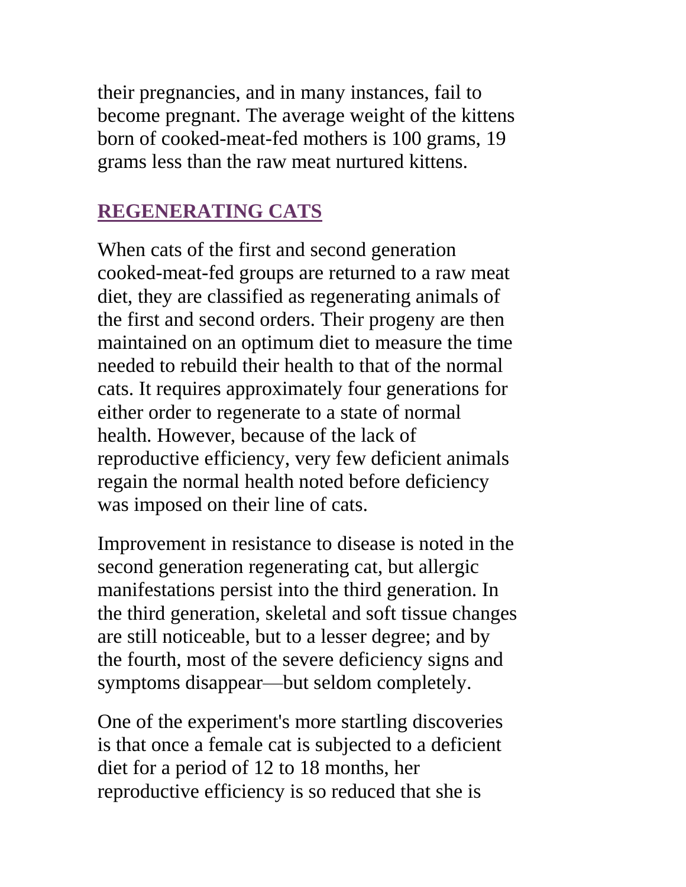their pregnancies, and in many instances, fail to become pregnant. The average weight of the kittens born of cooked-meat-fed mothers is 100 grams, 19 grams less than the raw meat nurtured kittens.

## REGENERATING CATS

When cats of the first and second generation cooked-meat-fed groups are returned to a raw meat diet, they are classified as regenerating animals of the first and second orders. Their progeny are then maintained on an optimum diet to measure the time needed to rebuild their health to that of the normal cats. It requires approximately four generations for either order to regenerate to a state of normal health. However, because of the lack of reproductive efficiency, very few deficient animals regain the normal health noted before deficiency was imposed on their line of cats.

Improvement in resistance to disease is noted in the second generation regenerating cat, but allergic manifestations persist into the third generation. In the third generation, skeletal and soft tissue changes are still noticeable, but to a lesser degree; and by the fourth, most of the severe deficiency signs and symptoms disappear—but seldom completely.

One of the experiment's more startling discoveries is that once a female cat is subjected to a deficient diet for a period of 12 to 18 months, her reproductive efficiency is so reduced that she is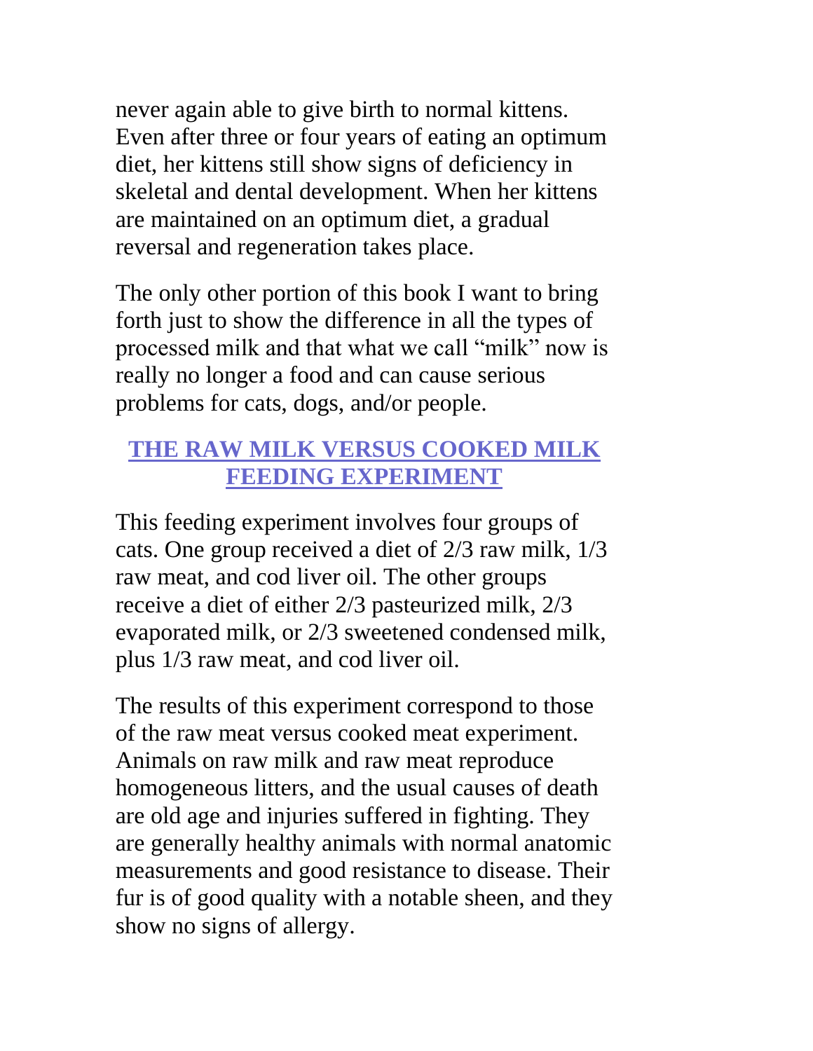never again able to give birth to normal kittens. Even after three or four years of eating an optimum diet, her kittens still show signs of deficiency in skeletal and dental development. When her kittens are maintained on an optimum diet, a gradual reversal and regeneration takes place.

The only other portion of this book I want to bring forth just to show the difference in all the types of processed milk and that what we call "milk" now is really no longer a food and can cause serious problems for cats, dogs, and/or people.

## THE RAW MILK VERSUS COOKED MILK FEEDING EXPERIMENT

This feeding experiment involves four groups of cats. One group received a diet of 2/3 raw milk, 1/3 raw meat, and cod liver oil. The other groups receive a diet of either 2/3 pasteurized milk, 2/3 evaporated milk, or 2/3 sweetened condensed milk, plus 1/3 raw meat, and cod liver oil.

The results of this experiment correspond to those of the raw meat versus cooked meat experiment. Animals on raw milk and raw meat reproduce homogeneous litters, and the usual causes of death are old age and injuries suffered in fighting. They are generally healthy animals with normal anatomic measurements and good resistance to disease. Their fur is of good quality with a notable sheen, and they show no signs of allergy.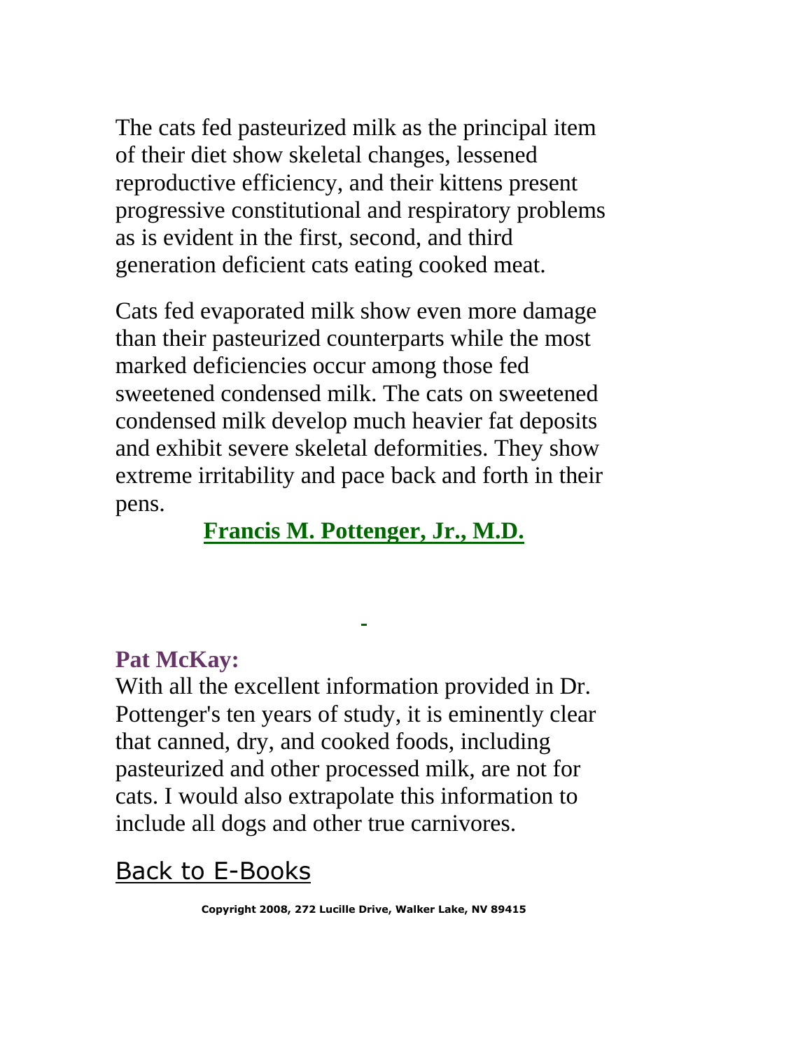The cats fed pasteurized milk as the principal item of their diet show skeletal changes, lessened reproductive efficiency, and their kittens present progressive constitutional and respiratory problems as is evident in the first, second, and third generation deficient cats eating cooked meat.

Cats fed evaporated milk show even more damage than their pasteurized counterparts while the most marked deficiencies occur among those fed sweetened condensed milk. The cats on sweetened condensed milk develop much heavier fat deposits and exhibit severe skeletal deformities. They show extreme irritability and pace back and forth in their pens.

**Francis M. Pottenger, Jr., M.D.**

-

**Pat McKay:**

With all the excellent information provided in Dr. Pottenger's ten years of study, it is eminently clear that canned, dry, and cooked foods, including pasteurized and other processed milk, are not for cats. I would also extrapolate this information to include all dogs and other true carnivores.

Back to E-Books

**Copyright 2008, 272 Lucille Drive, Walker Lake, NV 89415**